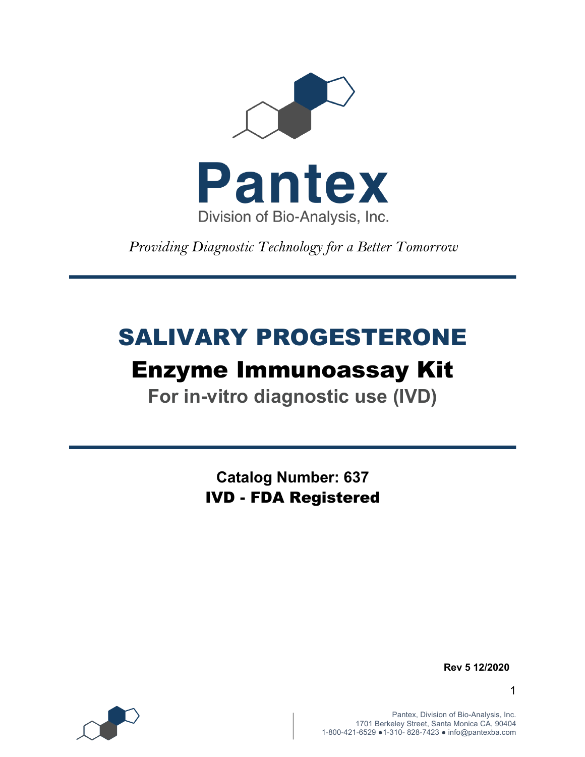# Pantex

Division of Bio-Analysis, Inc.

*Providing Diagnostic Technology for a Better Tomorrow*

---

# SALIVARY PROGESTERONE

## Enzyme Immunoassay Kit

### For in-vitro diagnostic use (IVD)

---

**Catalog Number: 637**

**IVD - FDA Registered**

**Rev 5 12/2020**

Pantex, Division of Bio-Analysis, Inc.
1701 Berkeley Street, Santa Monica CA, 90404
1-800-421-6529 ●1-310- 828-7423 ● info@pantexba.com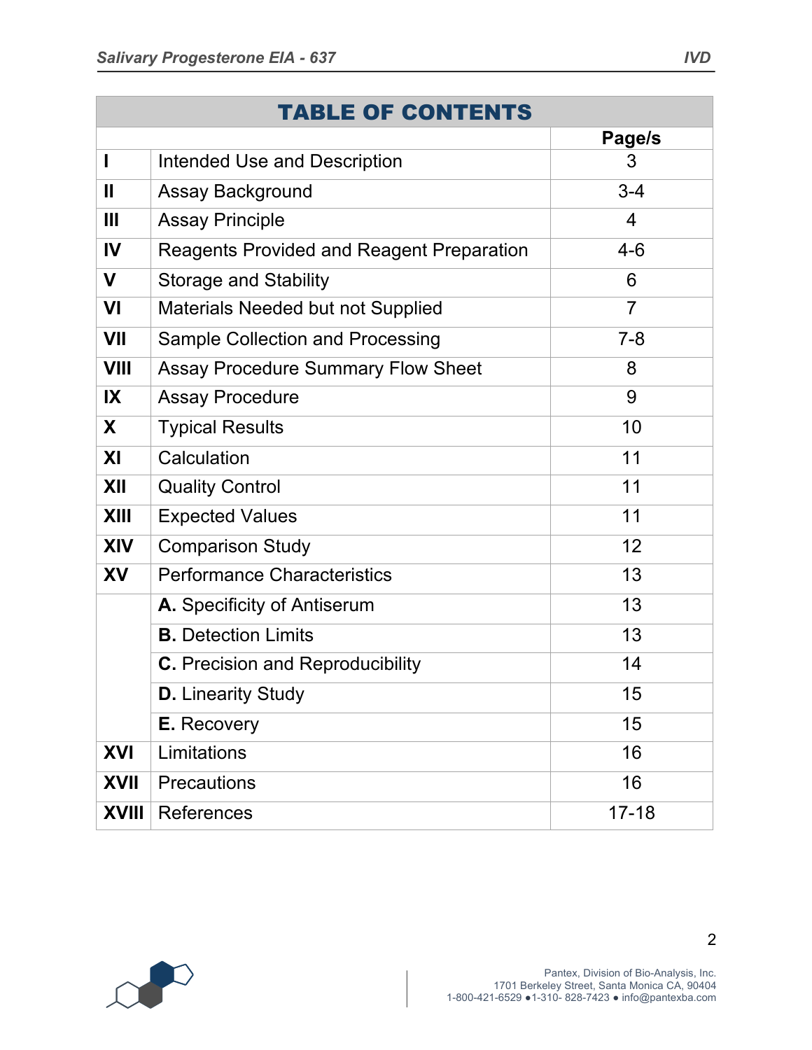# TABLE OF CONTENTS

| | | Page/s |
|---|---|---|
| **I** | Intended Use and Description | 3 |
| **II** | Assay Background | 3-4 |
| **III** | Assay Principle | 4 |
| **IV** | Reagents Provided and Reagent Preparation | 4-6 |
| **V** | Storage and Stability | 6 |
| **VI** | Materials Needed but not Supplied | 7 |
| **VII** | Sample Collection and Processing | 7-8 |
| **VIII** | Assay Procedure Summary Flow Sheet | 8 |
| **IX** | Assay Procedure | 9 |
| **X** | Typical Results | 10 |
| **XI** | Calculation | 11 |
| **XII** | Quality Control | 11 |
| **XIII** | Expected Values | 11 |
| **XIV** | Comparison Study | 12 |
| **XV** | Performance Characteristics | 13 |
| | **A.** Specificity of Antiserum | 13 |
| | **B.** Detection Limits | 13 |
| | **C.** Precision and Reproducibility | 14 |
| | **D.** Linearity Study | 15 |
| | **E.** Recovery | 15 |
| **XVI** | Limitations | 16 |
| **XVII** | Precautions | 16 |
| **XVIII** | References | 17-18 |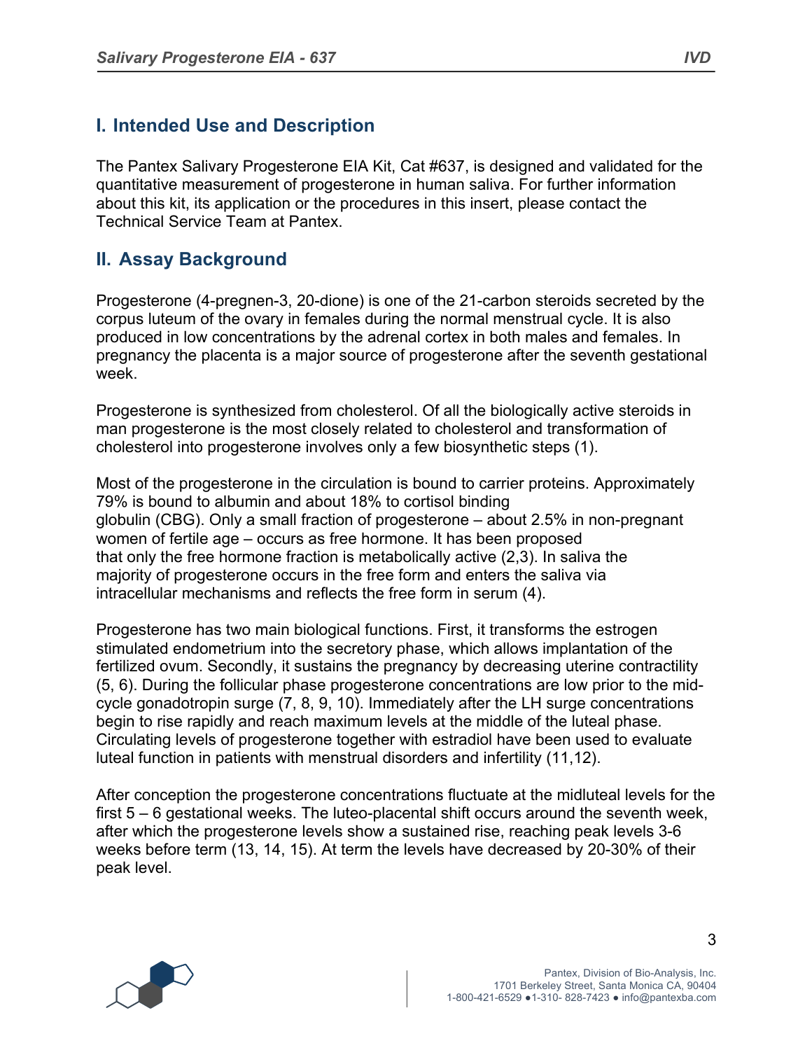## I. Intended Use and Description

The Pantex Salivary Progesterone EIA Kit, Cat #637, is designed and validated for the quantitative measurement of progesterone in human saliva. For further information about this kit, its application or the procedures in this insert, please contact the Technical Service Team at Pantex.

## II. Assay Background

Progesterone (4-pregnen-3, 20-dione) is one of the 21-carbon steroids secreted by the corpus luteum of the ovary in females during the normal menstrual cycle. It is also produced in low concentrations by the adrenal cortex in both males and females. In pregnancy the placenta is a major source of progesterone after the seventh gestational week.

Progesterone is synthesized from cholesterol. Of all the biologically active steroids in man progesterone is the most closely related to cholesterol and transformation of cholesterol into progesterone involves only a few biosynthetic steps (1).

Most of the progesterone in the circulation is bound to carrier proteins. Approximately 79% is bound to albumin and about 18% to cortisol binding globulin (CBG). Only a small fraction of progesterone – about 2.5% in non-pregnant women of fertile age – occurs as free hormone. It has been proposed that only the free hormone fraction is metabolically active (2,3). In saliva the majority of progesterone occurs in the free form and enters the saliva via intracellular mechanisms and reflects the free form in serum (4).

Progesterone has two main biological functions. First, it transforms the estrogen stimulated endometrium into the secretory phase, which allows implantation of the fertilized ovum. Secondly, it sustains the pregnancy by decreasing uterine contractility (5, 6). During the follicular phase progesterone concentrations are low prior to the mid-cycle gonadotropin surge (7, 8, 9, 10). Immediately after the LH surge concentrations begin to rise rapidly and reach maximum levels at the middle of the luteal phase. Circulating levels of progesterone together with estradiol have been used to evaluate luteal function in patients with menstrual disorders and infertility (11,12).

After conception the progesterone concentrations fluctuate at the midluteal levels for the first 5 – 6 gestational weeks. The luteo-placental shift occurs around the seventh week, after which the progesterone levels show a sustained rise, reaching peak levels 3-6 weeks before term (13, 14, 15). At term the levels have decreased by 20-30% of their peak level.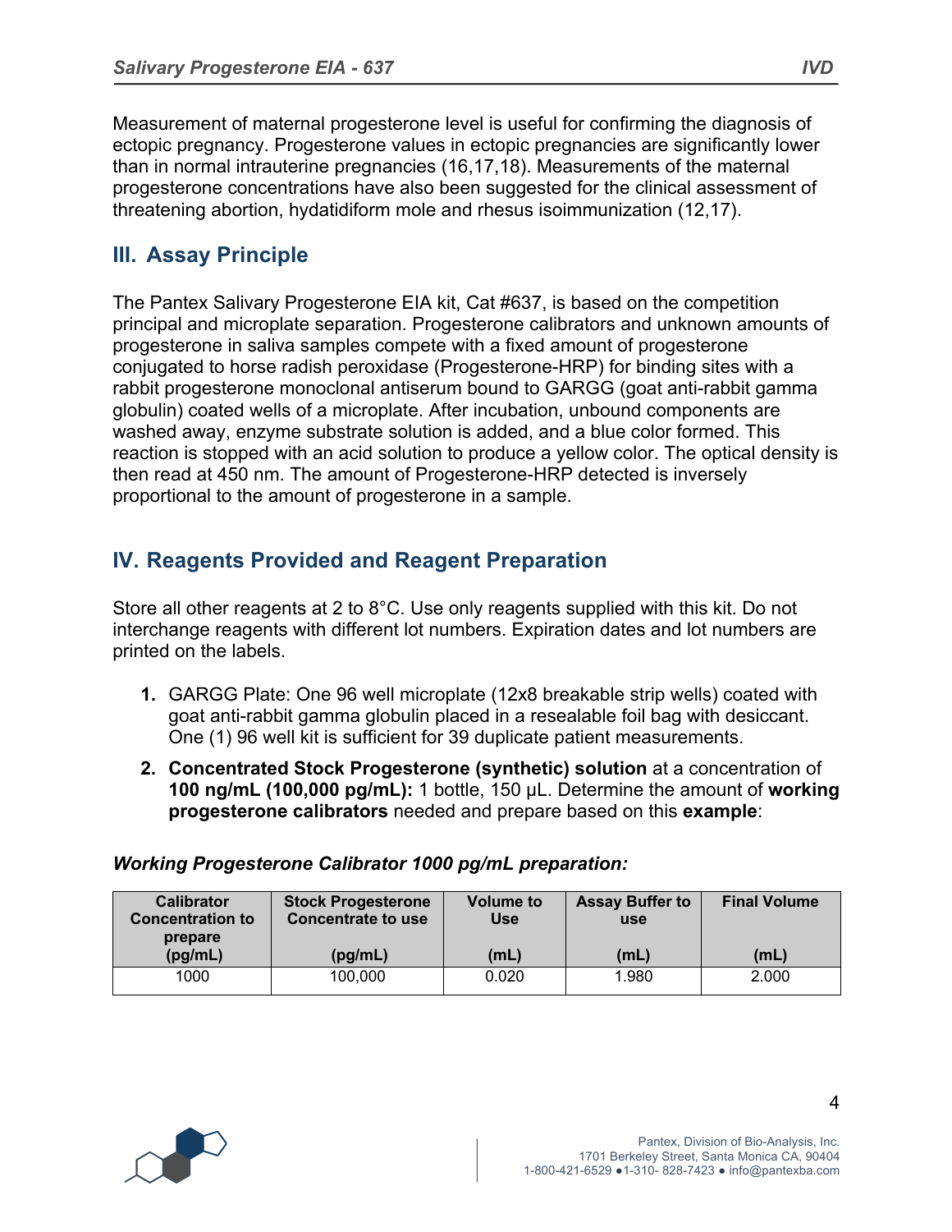Measurement of maternal progesterone level is useful for confirming the diagnosis of ectopic pregnancy. Progesterone values in ectopic pregnancies are significantly lower than in normal intrauterine pregnancies (16,17,18). Measurements of the maternal progesterone concentrations have also been suggested for the clinical assessment of threatening abortion, hydatidiform mole and rhesus isoimmunization (12,17).

## III. Assay Principle

The Pantex Salivary Progesterone EIA kit, Cat #637, is based on the competition principal and microplate separation. Progesterone calibrators and unknown amounts of progesterone in saliva samples compete with a fixed amount of progesterone conjugated to horse radish peroxidase (Progesterone-HRP) for binding sites with a rabbit progesterone monoclonal antiserum bound to GARGG (goat anti-rabbit gamma globulin) coated wells of a microplate. After incubation, unbound components are washed away, enzyme substrate solution is added, and a blue color formed. This reaction is stopped with an acid solution to produce a yellow color. The optical density is then read at 450 nm. The amount of Progesterone-HRP detected is inversely proportional to the amount of progesterone in a sample.

## IV. Reagents Provided and Reagent Preparation

Store all other reagents at 2 to 8°C. Use only reagents supplied with this kit. Do not interchange reagents with different lot numbers. Expiration dates and lot numbers are printed on the labels.

1. GARGG Plate: One 96 well microplate (12x8 breakable strip wells) coated with goat anti-rabbit gamma globulin placed in a resealable foil bag with desiccant. One (1) 96 well kit is sufficient for 39 duplicate patient measurements.
2. **Concentrated Stock Progesterone (synthetic) solution** at a concentration of **100 ng/mL (100,000 pg/mL):** 1 bottle, 150 µL. Determine the amount of **working progesterone calibrators** needed and prepare based on this **example**:

***Working Progesterone Calibrator 1000 pg/mL preparation:***

| Calibrator Concentration to prepare (pg/mL) | Stock Progesterone Concentrate to use (pg/mL) | Volume to Use (mL) | Assay Buffer to use (mL) | Final Volume (mL) |
|---|---|---|---|---|
| 1000 | 100,000 | 0.020 | 1.980 | 2.000 |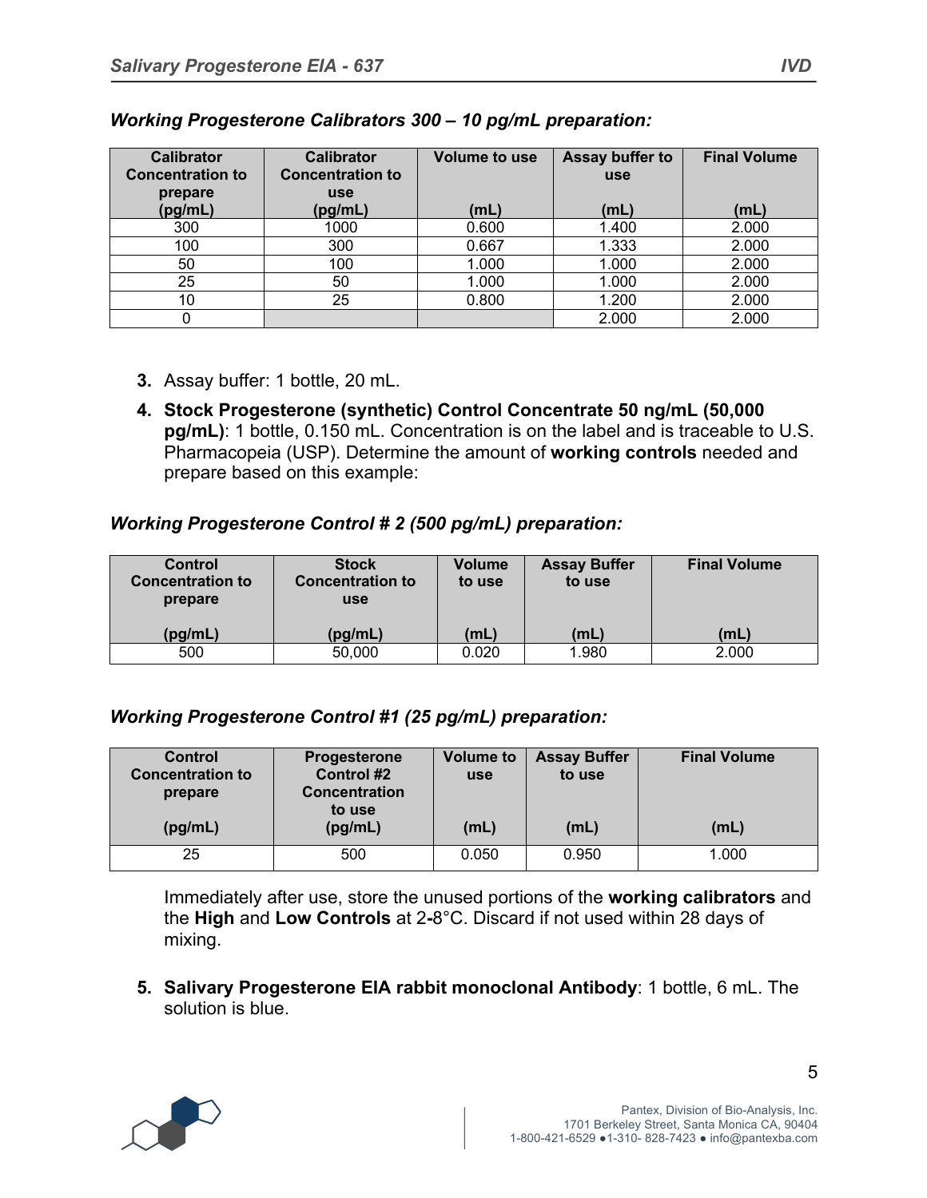***Working Progesterone Calibrators 300 – 10 pg/mL preparation:***

| Calibrator Concentration to prepare (pg/mL) | Calibrator Concentration to use (pg/mL) | Volume to use (mL) | Assay buffer to use (mL) | Final Volume (mL) |
|---|---|---|---|---|
| 300 | 1000 | 0.600 | 1.400 | 2.000 |
| 100 | 300 | 0.667 | 1.333 | 2.000 |
| 50 | 100 | 1.000 | 1.000 | 2.000 |
| 25 | 50 | 1.000 | 1.000 | 2.000 |
| 10 | 25 | 0.800 | 1.200 | 2.000 |
| 0 | | | 2.000 | 2.000 |

3. Assay buffer: 1 bottle, 20 mL.
4. **Stock Progesterone (synthetic) Control Concentrate 50 ng/mL (50,000 pg/mL)**: 1 bottle, 0.150 mL. Concentration is on the label and is traceable to U.S. Pharmacopeia (USP). Determine the amount of **working controls** needed and prepare based on this example:

***Working Progesterone Control # 2 (500 pg/mL) preparation:***

| Control Concentration to prepare (pg/mL) | Stock Concentration to use (pg/mL) | Volume to use (mL) | Assay Buffer to use (mL) | Final Volume (mL) |
|---|---|---|---|---|
| 500 | 50,000 | 0.020 | 1.980 | 2.000 |

***Working Progesterone Control #1 (25 pg/mL) preparation:***

| Control Concentration to prepare (pg/mL) | Progesterone Control #2 Concentration to use (pg/mL) | Volume to use (mL) | Assay Buffer to use (mL) | Final Volume (mL) |
|---|---|---|---|---|
| 25 | 500 | 0.050 | 0.950 | 1.000 |

Immediately after use, store the unused portions of the **working calibrators** and the **High** and **Low Controls** at 2-8°C. Discard if not used within 28 days of mixing.

5. **Salivary Progesterone EIA rabbit monoclonal Antibody**: 1 bottle, 6 mL. The solution is blue.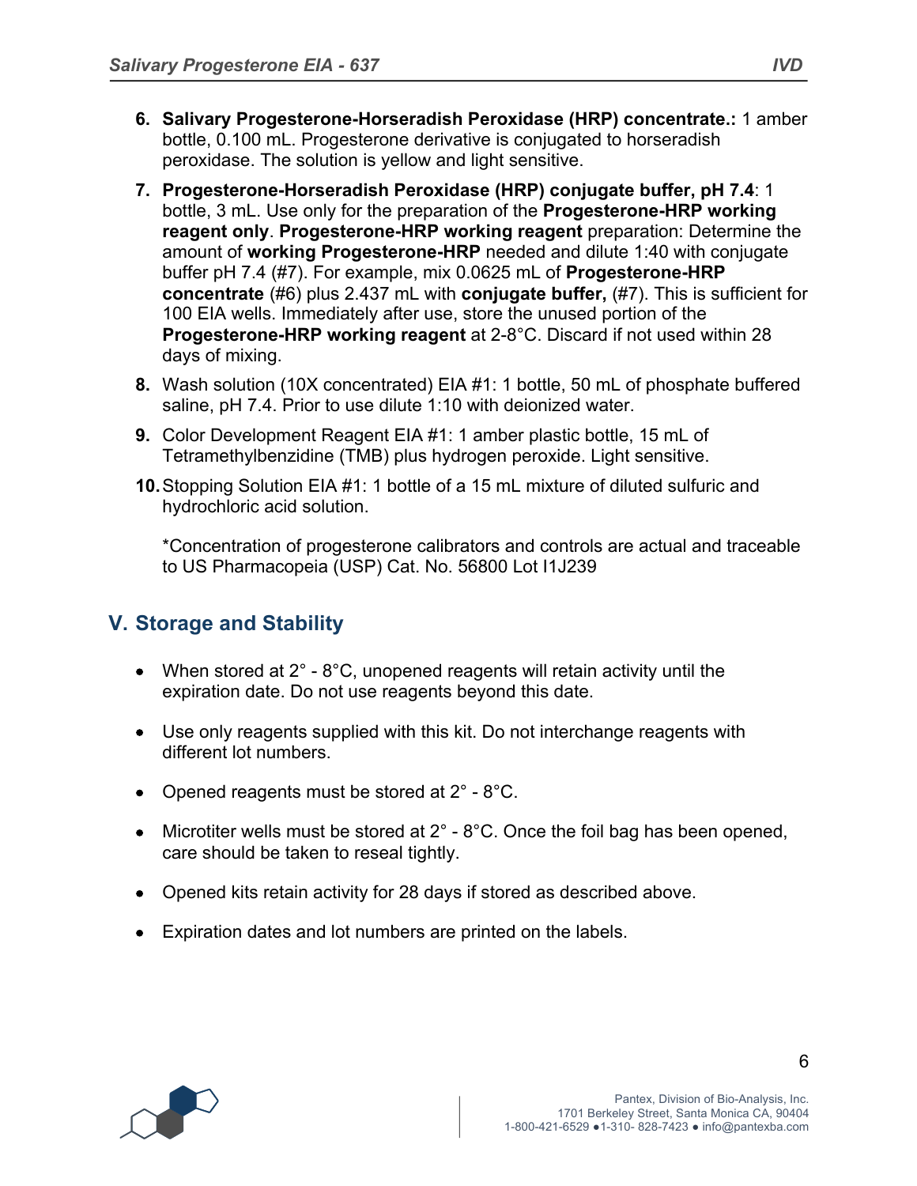6. **Salivary Progesterone-Horseradish Peroxidase (HRP) concentrate.:** 1 amber bottle, 0.100 mL. Progesterone derivative is conjugated to horseradish peroxidase. The solution is yellow and light sensitive.

7. **Progesterone-Horseradish Peroxidase (HRP) conjugate buffer, pH 7.4**: 1 bottle, 3 mL. Use only for the preparation of the **Progesterone-HRP working reagent only**. **Progesterone-HRP working reagent** preparation: Determine the amount of **working Progesterone-HRP** needed and dilute 1:40 with conjugate buffer pH 7.4 (#7). For example, mix 0.0625 mL of **Progesterone-HRP concentrate** (#6) plus 2.437 mL with **conjugate buffer,** (#7). This is sufficient for 100 EIA wells. Immediately after use, store the unused portion of the **Progesterone-HRP working reagent** at 2-8°C. Discard if not used within 28 days of mixing.

8. Wash solution (10X concentrated) EIA #1: 1 bottle, 50 mL of phosphate buffered saline, pH 7.4. Prior to use dilute 1:10 with deionized water.

9. Color Development Reagent EIA #1: 1 amber plastic bottle, 15 mL of Tetramethylbenzidine (TMB) plus hydrogen peroxide. Light sensitive.

10. Stopping Solution EIA #1: 1 bottle of a 15 mL mixture of diluted sulfuric and hydrochloric acid solution.

    *Concentration of progesterone calibrators and controls are actual and traceable to US Pharmacopeia (USP) Cat. No. 56800 Lot I1J239

## V. Storage and Stability

- When stored at 2° - 8°C, unopened reagents will retain activity until the expiration date. Do not use reagents beyond this date.

- Use only reagents supplied with this kit. Do not interchange reagents with different lot numbers.

- Opened reagents must be stored at 2° - 8°C.

- Microtiter wells must be stored at 2° - 8°C. Once the foil bag has been opened, care should be taken to reseal tightly.

- Opened kits retain activity for 28 days if stored as described above.

- Expiration dates and lot numbers are printed on the labels.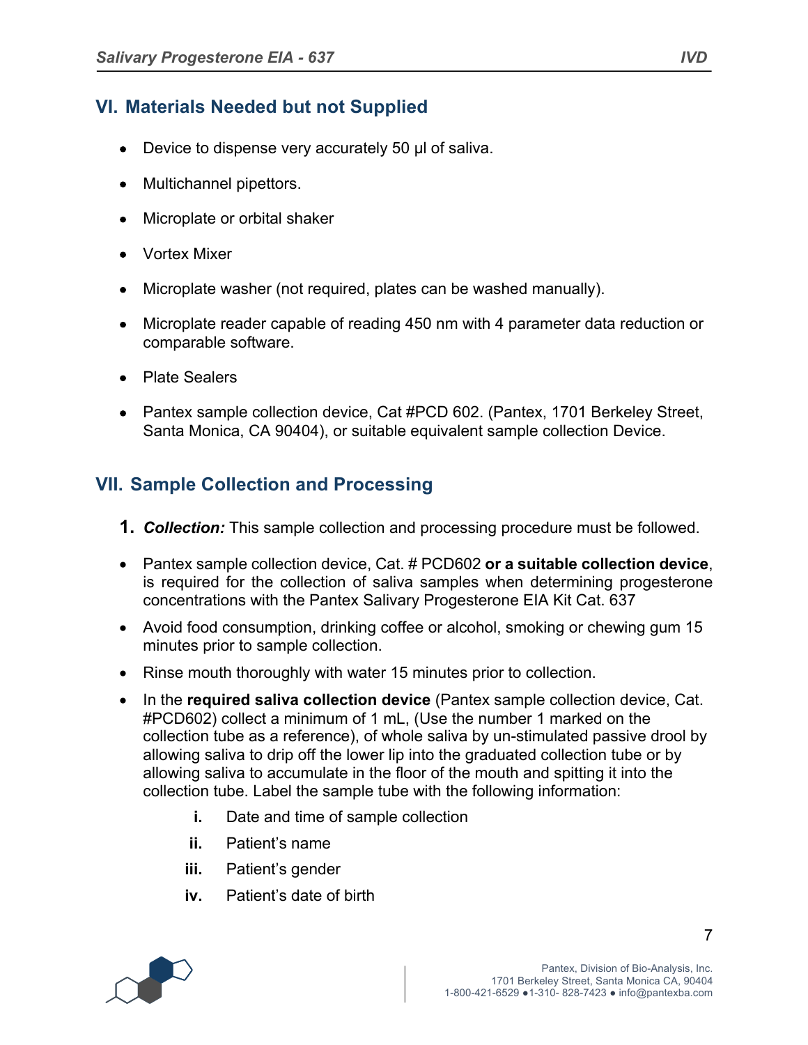## VI. Materials Needed but not Supplied

- Device to dispense very accurately 50 µl of saliva.
- Multichannel pipettors.
- Microplate or orbital shaker
- Vortex Mixer
- Microplate washer (not required, plates can be washed manually).
- Microplate reader capable of reading 450 nm with 4 parameter data reduction or comparable software.
- Plate Sealers
- Pantex sample collection device, Cat #PCD 602. (Pantex, 1701 Berkeley Street, Santa Monica, CA 90404), or suitable equivalent sample collection Device.

## VII. Sample Collection and Processing

**1.** ***Collection:*** This sample collection and processing procedure must be followed.

- Pantex sample collection device, Cat. # PCD602 **or a suitable collection device**, is required for the collection of saliva samples when determining progesterone concentrations with the Pantex Salivary Progesterone EIA Kit Cat. 637
- Avoid food consumption, drinking coffee or alcohol, smoking or chewing gum 15 minutes prior to sample collection.
- Rinse mouth thoroughly with water 15 minutes prior to collection.
- In the **required saliva collection device** (Pantex sample collection device, Cat. #PCD602) collect a minimum of 1 mL, (Use the number 1 marked on the collection tube as a reference), of whole saliva by un-stimulated passive drool by allowing saliva to drip off the lower lip into the graduated collection tube or by allowing saliva to accumulate in the floor of the mouth and spitting it into the collection tube. Label the sample tube with the following information:
    - **i.** Date and time of sample collection
    - **ii.** Patient's name
    - **iii.** Patient's gender
    - **iv.** Patient's date of birth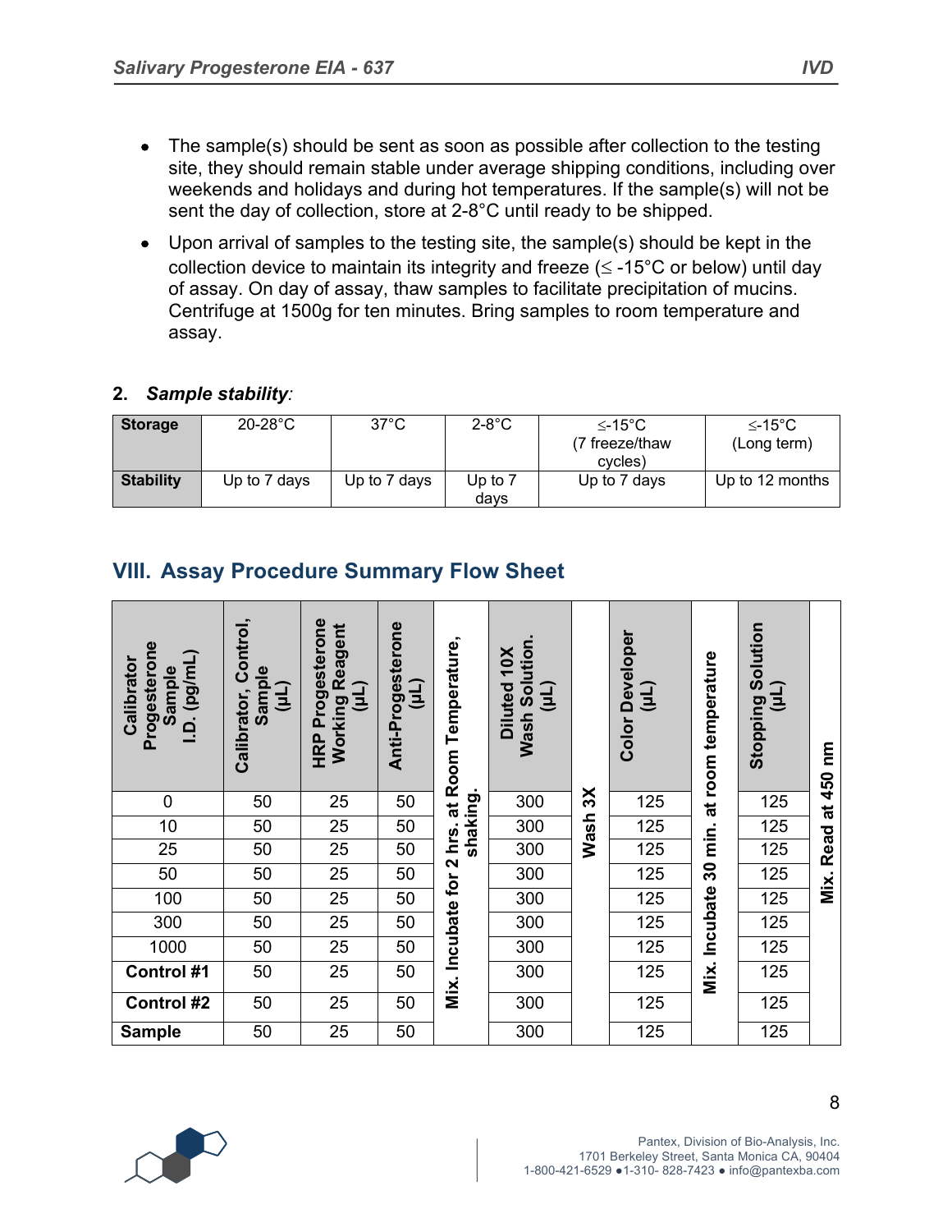- The sample(s) should be sent as soon as possible after collection to the testing site, they should remain stable under average shipping conditions, including over weekends and holidays and during hot temperatures. If the sample(s) will not be sent the day of collection, store at 2-8°C until ready to be shipped.
- Upon arrival of samples to the testing site, the sample(s) should be kept in the collection device to maintain its integrity and freeze (≤ -15°C or below) until day of assay. On day of assay, thaw samples to facilitate precipitation of mucins. Centrifuge at 1500g for ten minutes. Bring samples to room temperature and assay.

**2.** ***Sample stability***:

| **Storage** | 20-28°C | 37°C | 2-8°C | ≤-15°C (7 freeze/thaw cycles) | ≤-15°C (Long term) |
|---|---|---|---|---|---|
| **Stability** | Up to 7 days | Up to 7 days | Up to 7 days | Up to 7 days | Up to 12 months |

## VIII. Assay Procedure Summary Flow Sheet

| Calibrator Progesterone Sample I.D. (pg/mL) | Calibrator, Control, Sample (µL) | HRP Progesterone Working Reagent (µL) | Anti-Progesterone (µL) | Mix. Incubate for 2 hrs. at Room Temperature, shaking. | Diluted 10X Wash Solution. (µL) | Wash 3X | Color Developer (µL) | Mix. Incubate 30 min. at room temperature | Stopping Solution (µL) | Mix. Read at 450 nm |
|---|---|---|---|---|---|---|---|---|---|---|
| 0 | 50 | 25 | 50 | | 300 | | 125 | | 125 | |
| 10 | 50 | 25 | 50 | | 300 | | 125 | | 125 | |
| 25 | 50 | 25 | 50 | | 300 | | 125 | | 125 | |
| 50 | 50 | 25 | 50 | | 300 | | 125 | | 125 | |
| 100 | 50 | 25 | 50 | | 300 | | 125 | | 125 | |
| 300 | 50 | 25 | 50 | | 300 | | 125 | | 125 | |
| 1000 | 50 | 25 | 50 | | 300 | | 125 | | 125 | |
| **Control #1** | 50 | 25 | 50 | | 300 | | 125 | | 125 | |
| **Control #2** | 50 | 25 | 50 | | 300 | | 125 | | 125 | |
| **Sample** | 50 | 25 | 50 | | 300 | | 125 | | 125 | |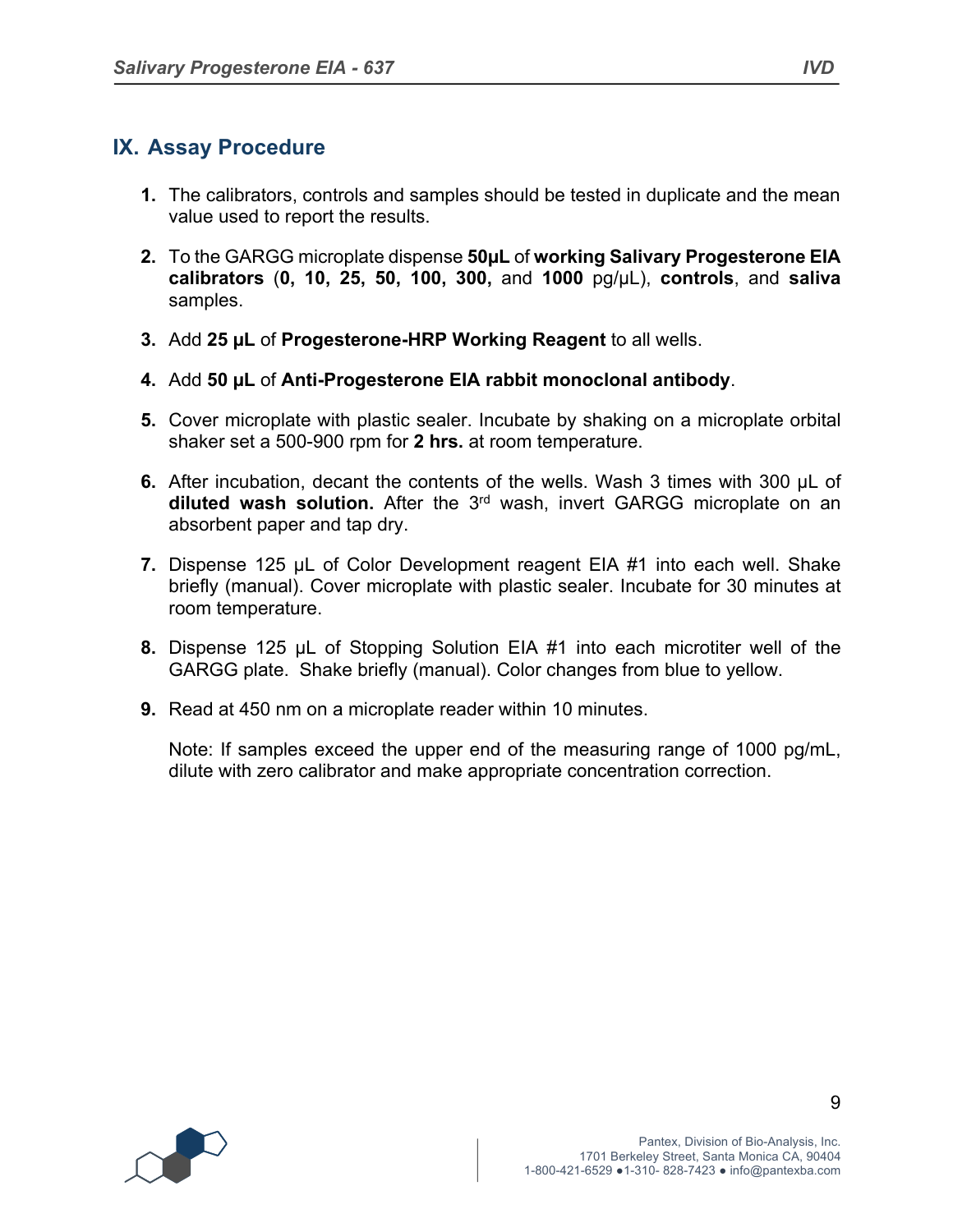## IX. Assay Procedure

1. The calibrators, controls and samples should be tested in duplicate and the mean value used to report the results.

2. To the GARGG microplate dispense **50µL** of **working Salivary Progesterone EIA calibrators** (**0, 10, 25, 50, 100, 300,** and **1000** pg/µL), **controls**, and **saliva** samples.

3. Add **25 µL** of **Progesterone-HRP Working Reagent** to all wells.

4. Add **50 µL** of **Anti-Progesterone EIA rabbit monoclonal antibody**.

5. Cover microplate with plastic sealer. Incubate by shaking on a microplate orbital shaker set a 500-900 rpm for **2 hrs.** at room temperature.

6. After incubation, decant the contents of the wells. Wash 3 times with 300 µL of **diluted wash solution.** After the 3rd wash, invert GARGG microplate on an absorbent paper and tap dry.

7. Dispense 125 µL of Color Development reagent EIA #1 into each well. Shake briefly (manual). Cover microplate with plastic sealer. Incubate for 30 minutes at room temperature.

8. Dispense 125 µL of Stopping Solution EIA #1 into each microtiter well of the GARGG plate. Shake briefly (manual). Color changes from blue to yellow.

9. Read at 450 nm on a microplate reader within 10 minutes.

   Note: If samples exceed the upper end of the measuring range of 1000 pg/mL, dilute with zero calibrator and make appropriate concentration correction.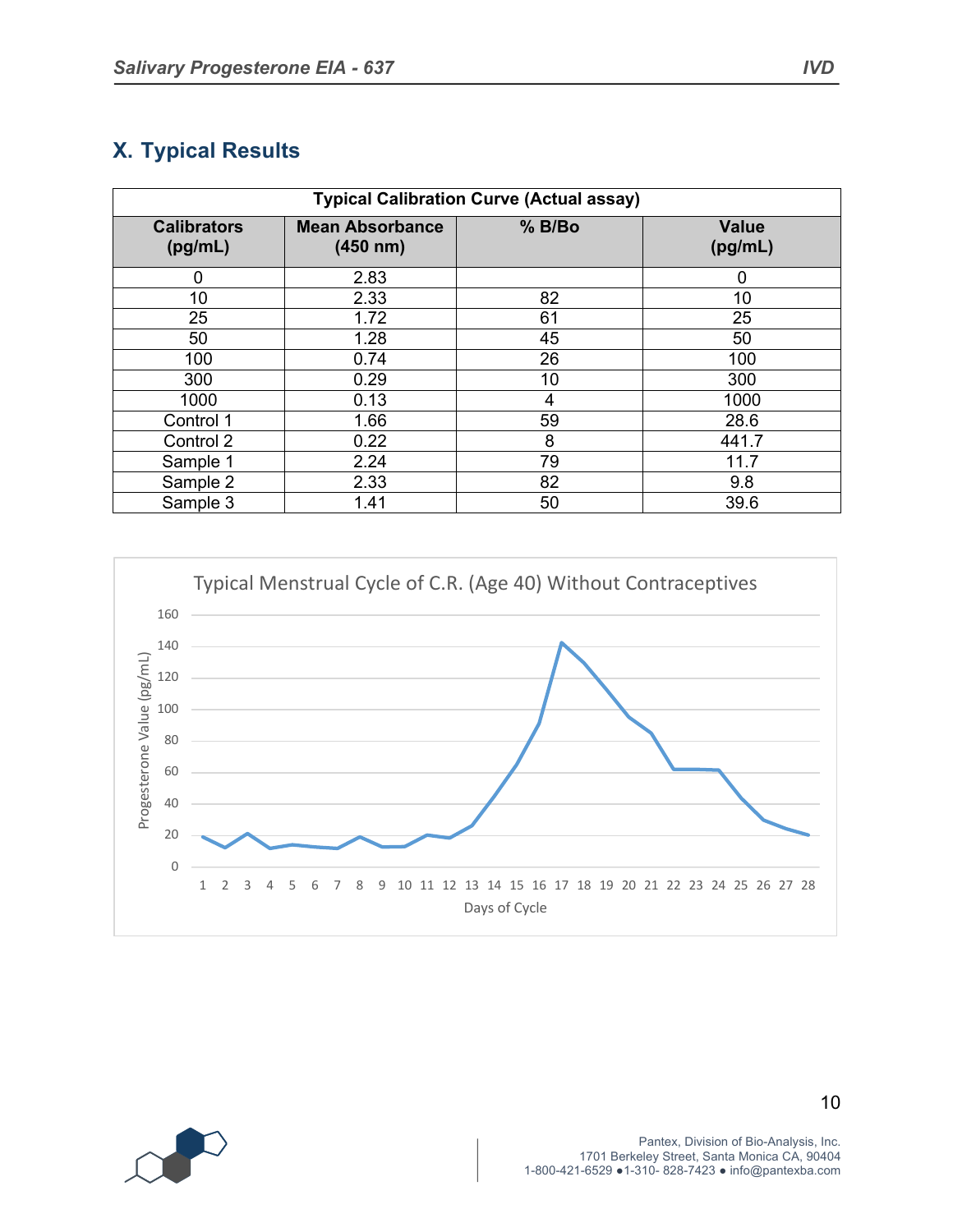## X. Typical Results

| Typical Calibration Curve (Actual assay) | | | |
|---|---|---|---|
| **Calibrators (pg/mL)** | **Mean Absorbance (450 nm)** | **% B/Bo** | **Value (pg/mL)** |
| 0 | 2.83 | | 0 |
| 10 | 2.33 | 82 | 10 |
| 25 | 1.72 | 61 | 25 |
| 50 | 1.28 | 45 | 50 |
| 100 | 0.74 | 26 | 100 |
| 300 | 0.29 | 10 | 300 |
| 1000 | 0.13 | 4 | 1000 |
| Control 1 | 1.66 | 59 | 28.6 |
| Control 2 | 0.22 | 8 | 441.7 |
| Sample 1 | 2.24 | 79 | 11.7 |
| Sample 2 | 2.33 | 82 | 9.8 |
| Sample 3 | 1.41 | 50 | 39.6 |

Typical Menstrual Cycle of C.R. (Age 40) Without Contraceptives

Progesterone Value (pg/mL) vs. Days of Cycle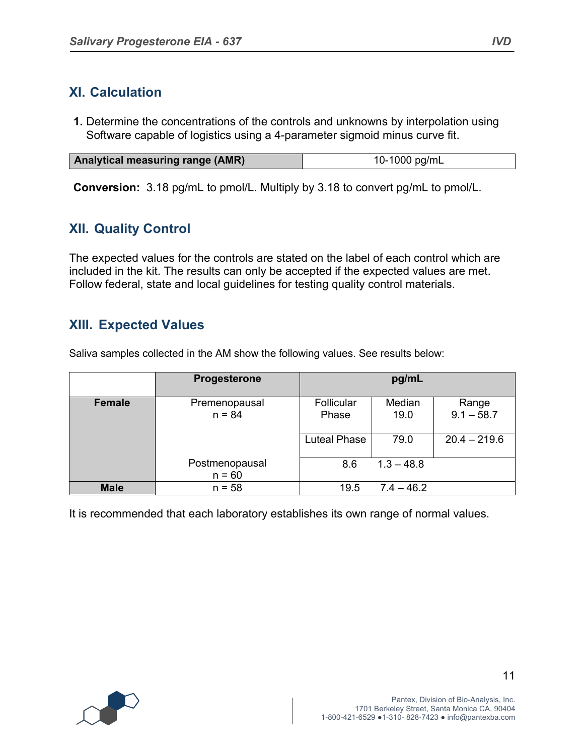## XI. Calculation

**1.** Determine the concentrations of the controls and unknowns by interpolation using Software capable of logistics using a 4-parameter sigmoid minus curve fit.

| **Analytical measuring range (AMR)** | 10-1000 pg/mL |
|---|---|

**Conversion:** 3.18 pg/mL to pmol/L. Multiply by 3.18 to convert pg/mL to pmol/L.

## XII. Quality Control

The expected values for the controls are stated on the label of each control which are included in the kit. The results can only be accepted if the expected values are met. Follow federal, state and local guidelines for testing quality control materials.

## XIII. Expected Values

Saliva samples collected in the AM show the following values. See results below:

| | **Progesterone** | **pg/mL** | | |
|---|---|---|---|---|
| **Female** | Premenopausal n = 84 | Follicular Phase | Median 19.0 | Range 9.1 – 58.7 |
| | | Luteal Phase | 79.0 | 20.4 – 219.6 |
| | Postmenopausal n = 60 | 8.6 1.3 – 48.8 | | |
| **Male** | n = 58 | 19.5 7.4 – 46.2 | | |

It is recommended that each laboratory establishes its own range of normal values.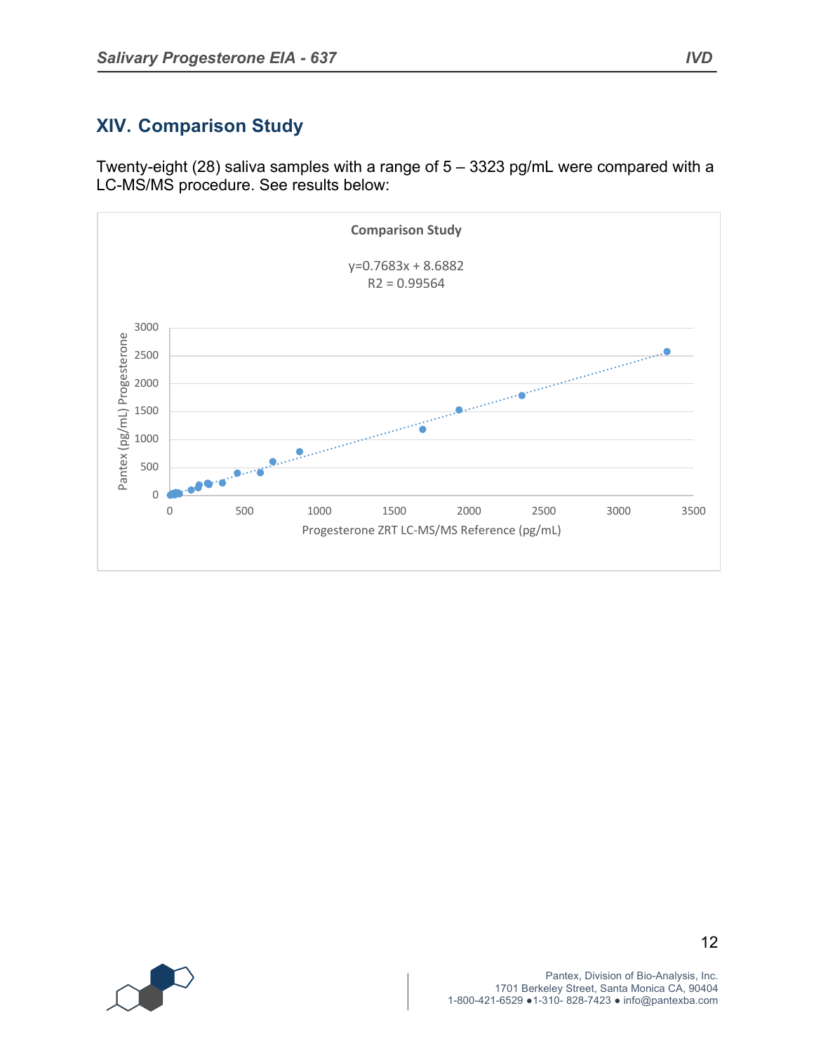## XIV. Comparison Study

Twenty-eight (28) saliva samples with a range of 5 – 3323 pg/mL were compared with a LC-MS/MS procedure. See results below:

**Comparison Study**

y=0.7683x + 8.6882
R2 = 0.99564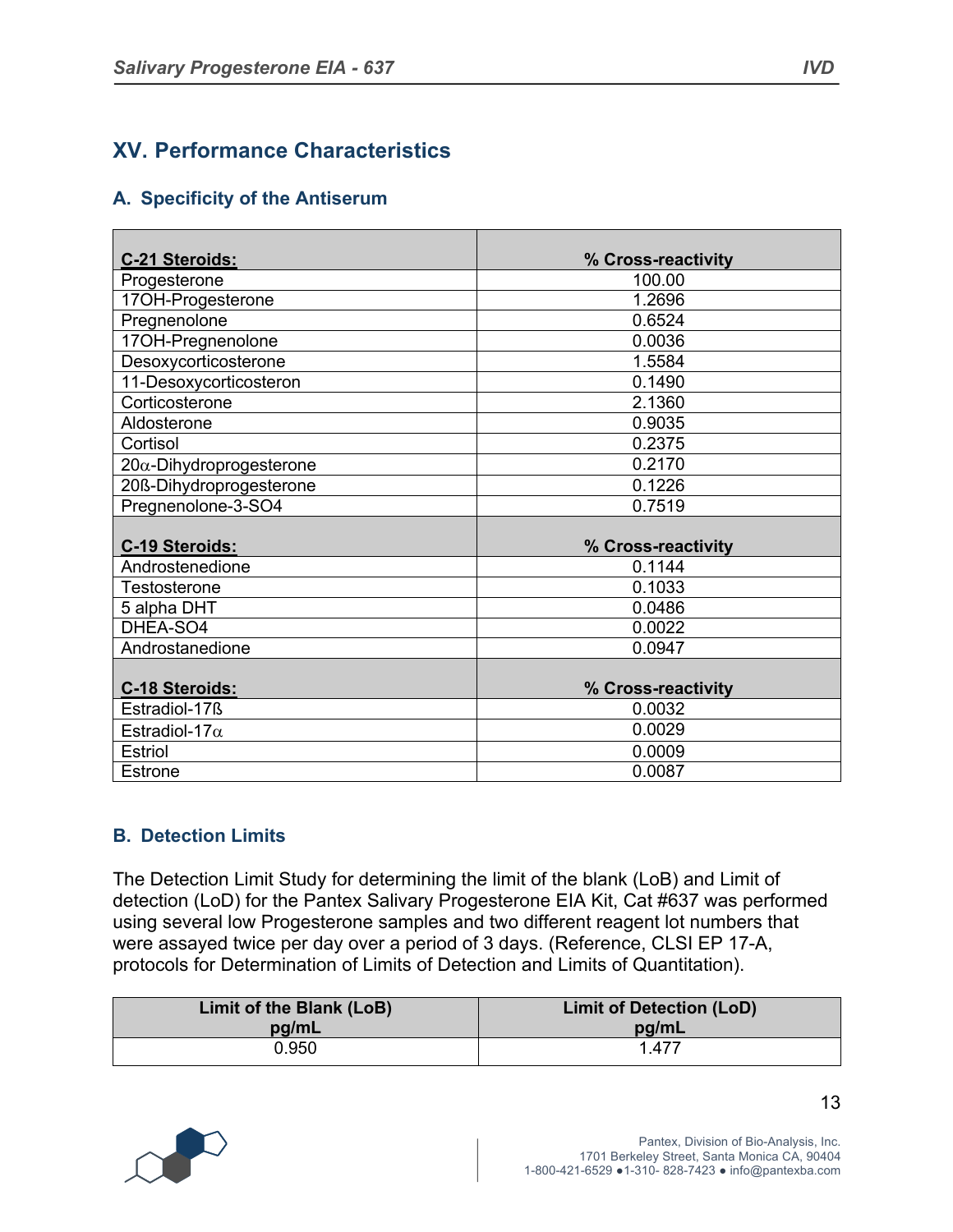## XV. Performance Characteristics

### A. Specificity of the Antiserum

| **C-21 Steroids:** | **% Cross-reactivity** |
|---|---|
| Progesterone | 100.00 |
| 17OH-Progesterone | 1.2696 |
| Pregnenolone | 0.6524 |
| 17OH-Pregnenolone | 0.0036 |
| Desoxycorticosterone | 1.5584 |
| 11-Desoxycorticosteron | 0.1490 |
| Corticosterone | 2.1360 |
| Aldosterone | 0.9035 |
| Cortisol | 0.2375 |
| 20α-Dihydroprogesterone | 0.2170 |
| 20ß-Dihydroprogesterone | 0.1226 |
| Pregnenolone-3-SO4 | 0.7519 |
| **C-19 Steroids:** | **% Cross-reactivity** |
| Androstenedione | 0.1144 |
| Testosterone | 0.1033 |
| 5 alpha DHT | 0.0486 |
| DHEA-SO4 | 0.0022 |
| Androstanedione | 0.0947 |
| **C-18 Steroids:** | **% Cross-reactivity** |
| Estradiol-17ß | 0.0032 |
| Estradiol-17α | 0.0029 |
| Estriol | 0.0009 |
| Estrone | 0.0087 |

### B. Detection Limits

The Detection Limit Study for determining the limit of the blank (LoB) and Limit of detection (LoD) for the Pantex Salivary Progesterone EIA Kit, Cat #637 was performed using several low Progesterone samples and two different reagent lot numbers that were assayed twice per day over a period of 3 days. (Reference, CLSI EP 17-A, protocols for Determination of Limits of Detection and Limits of Quantitation).

| Limit of the Blank (LoB) pg/mL | Limit of Detection (LoD) pg/mL |
|---|---|
| 0.950 | 1.477 |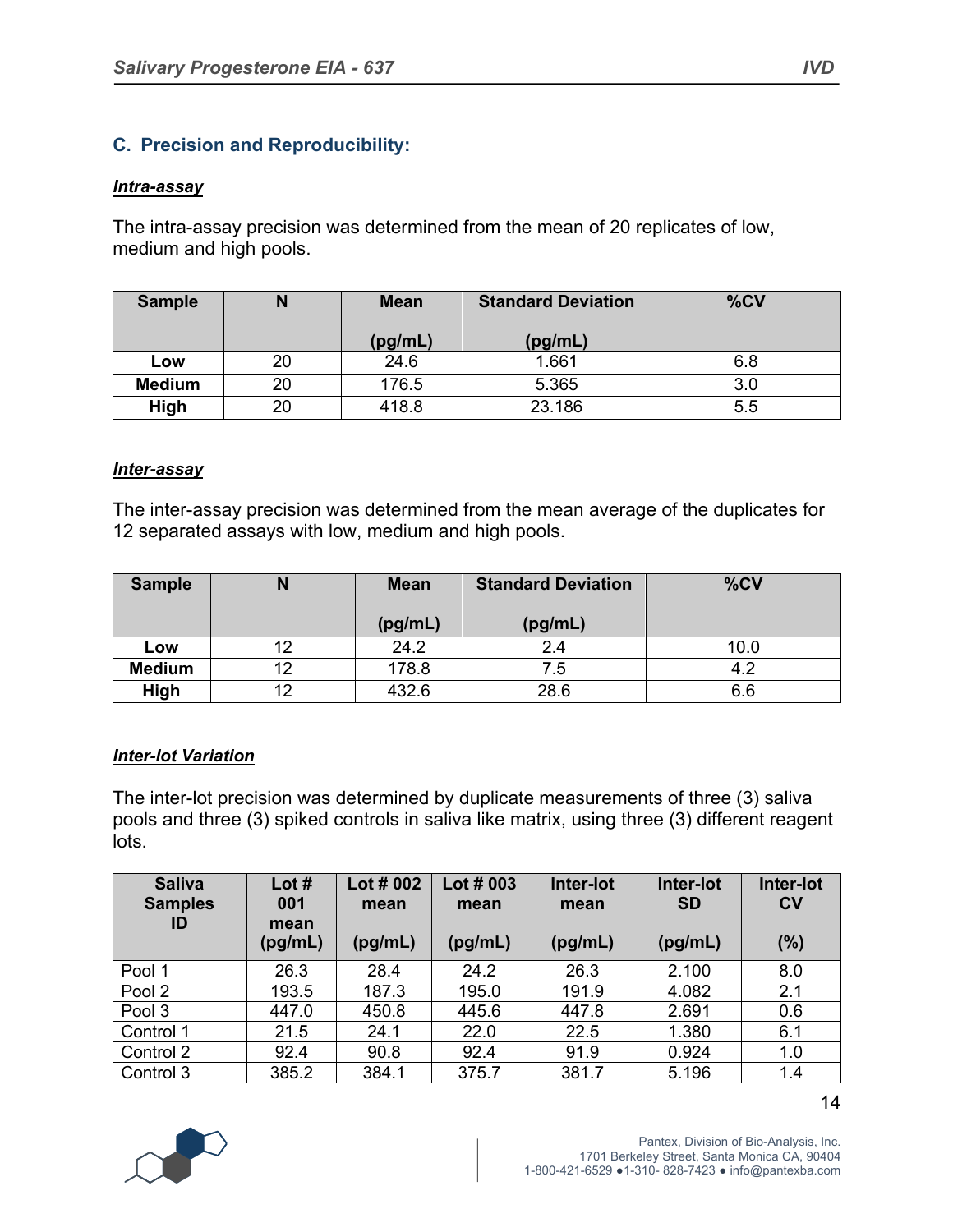### C. Precision and Reproducibility:

***Intra-assay***

The intra-assay precision was determined from the mean of 20 replicates of low, medium and high pools.

| Sample | N | Mean (pg/mL) | Standard Deviation (pg/mL) | %CV |
|---|---|---|---|---|
| **Low** | 20 | 24.6 | 1.661 | 6.8 |
| **Medium** | 20 | 176.5 | 5.365 | 3.0 |
| **High** | 20 | 418.8 | 23.186 | 5.5 |

***Inter-assay***

The inter-assay precision was determined from the mean average of the duplicates for 12 separated assays with low, medium and high pools.

| Sample | N | Mean (pg/mL) | Standard Deviation (pg/mL) | %CV |
|---|---|---|---|---|
| **Low** | 12 | 24.2 | 2.4 | 10.0 |
| **Medium** | 12 | 178.8 | 7.5 | 4.2 |
| **High** | 12 | 432.6 | 28.6 | 6.6 |

***Inter-lot Variation***

The inter-lot precision was determined by duplicate measurements of three (3) saliva pools and three (3) spiked controls in saliva like matrix, using three (3) different reagent lots.

| Saliva Samples ID | Lot # 001 mean (pg/mL) | Lot # 002 mean (pg/mL) | Lot # 003 mean (pg/mL) | Inter-lot mean (pg/mL) | Inter-lot SD (pg/mL) | Inter-lot CV (%) |
|---|---|---|---|---|---|---|
| Pool 1 | 26.3 | 28.4 | 24.2 | 26.3 | 2.100 | 8.0 |
| Pool 2 | 193.5 | 187.3 | 195.0 | 191.9 | 4.082 | 2.1 |
| Pool 3 | 447.0 | 450.8 | 445.6 | 447.8 | 2.691 | 0.6 |
| Control 1 | 21.5 | 24.1 | 22.0 | 22.5 | 1.380 | 6.1 |
| Control 2 | 92.4 | 90.8 | 92.4 | 91.9 | 0.924 | 1.0 |
| Control 3 | 385.2 | 384.1 | 375.7 | 381.7 | 5.196 | 1.4 |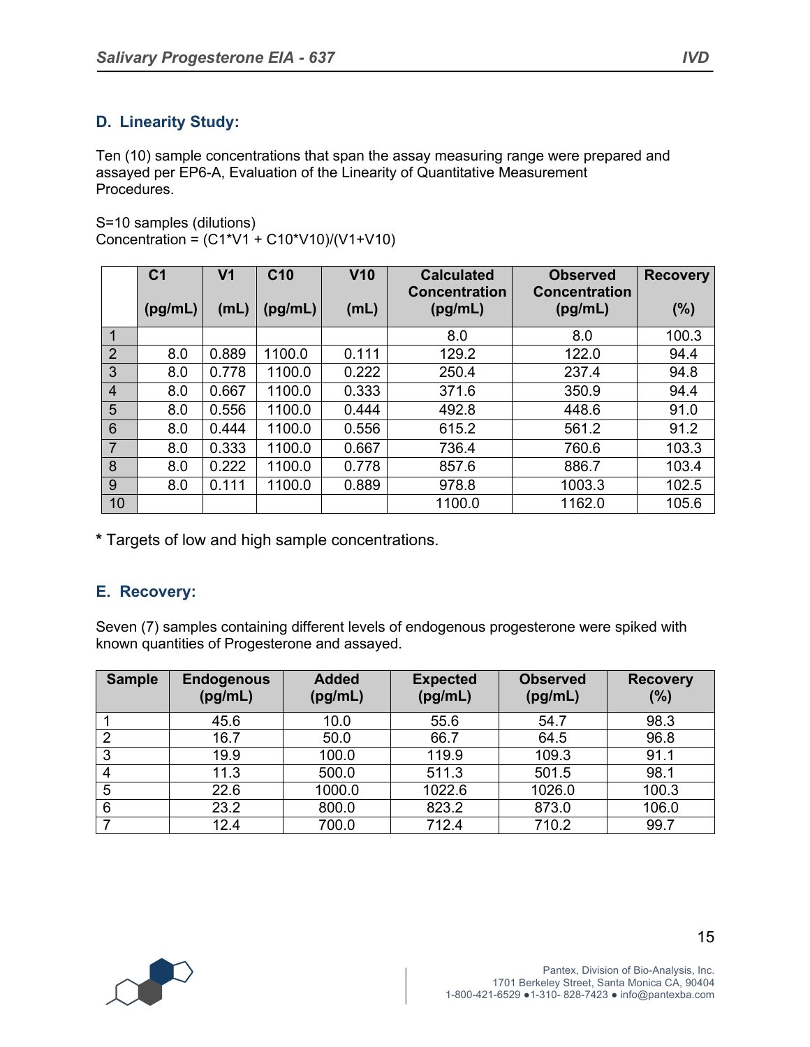### D. Linearity Study:

Ten (10) sample concentrations that span the assay measuring range were prepared and assayed per EP6-A, Evaluation of the Linearity of Quantitative Measurement Procedures.

S=10 samples (dilutions)
Concentration = (C1*V1 + C10*V10)/(V1+V10)

| | C1 (pg/mL) | V1 (mL) | C10 (pg/mL) | V10 (mL) | Calculated Concentration (pg/mL) | Observed Concentration (pg/mL) | Recovery (%) |
|---|---|---|---|---|---|---|---|
| 1 | | | | | 8.0 | 8.0 | 100.3 |
| 2 | 8.0 | 0.889 | 1100.0 | 0.111 | 129.2 | 122.0 | 94.4 |
| 3 | 8.0 | 0.778 | 1100.0 | 0.222 | 250.4 | 237.4 | 94.8 |
| 4 | 8.0 | 0.667 | 1100.0 | 0.333 | 371.6 | 350.9 | 94.4 |
| 5 | 8.0 | 0.556 | 1100.0 | 0.444 | 492.8 | 448.6 | 91.0 |
| 6 | 8.0 | 0.444 | 1100.0 | 0.556 | 615.2 | 561.2 | 91.2 |
| 7 | 8.0 | 0.333 | 1100.0 | 0.667 | 736.4 | 760.6 | 103.3 |
| 8 | 8.0 | 0.222 | 1100.0 | 0.778 | 857.6 | 886.7 | 103.4 |
| 9 | 8.0 | 0.111 | 1100.0 | 0.889 | 978.8 | 1003.3 | 102.5 |
| 10 | | | | | 1100.0 | 1162.0 | 105.6 |

**\*** Targets of low and high sample concentrations.

### E. Recovery:

Seven (7) samples containing different levels of endogenous progesterone were spiked with known quantities of Progesterone and assayed.

| Sample | Endogenous (pg/mL) | Added (pg/mL) | Expected (pg/mL) | Observed (pg/mL) | Recovery (%) |
|---|---|---|---|---|---|
| 1 | 45.6 | 10.0 | 55.6 | 54.7 | 98.3 |
| 2 | 16.7 | 50.0 | 66.7 | 64.5 | 96.8 |
| 3 | 19.9 | 100.0 | 119.9 | 109.3 | 91.1 |
| 4 | 11.3 | 500.0 | 511.3 | 501.5 | 98.1 |
| 5 | 22.6 | 1000.0 | 1022.6 | 1026.0 | 100.3 |
| 6 | 23.2 | 800.0 | 823.2 | 873.0 | 106.0 |
| 7 | 12.4 | 700.0 | 712.4 | 710.2 | 99.7 |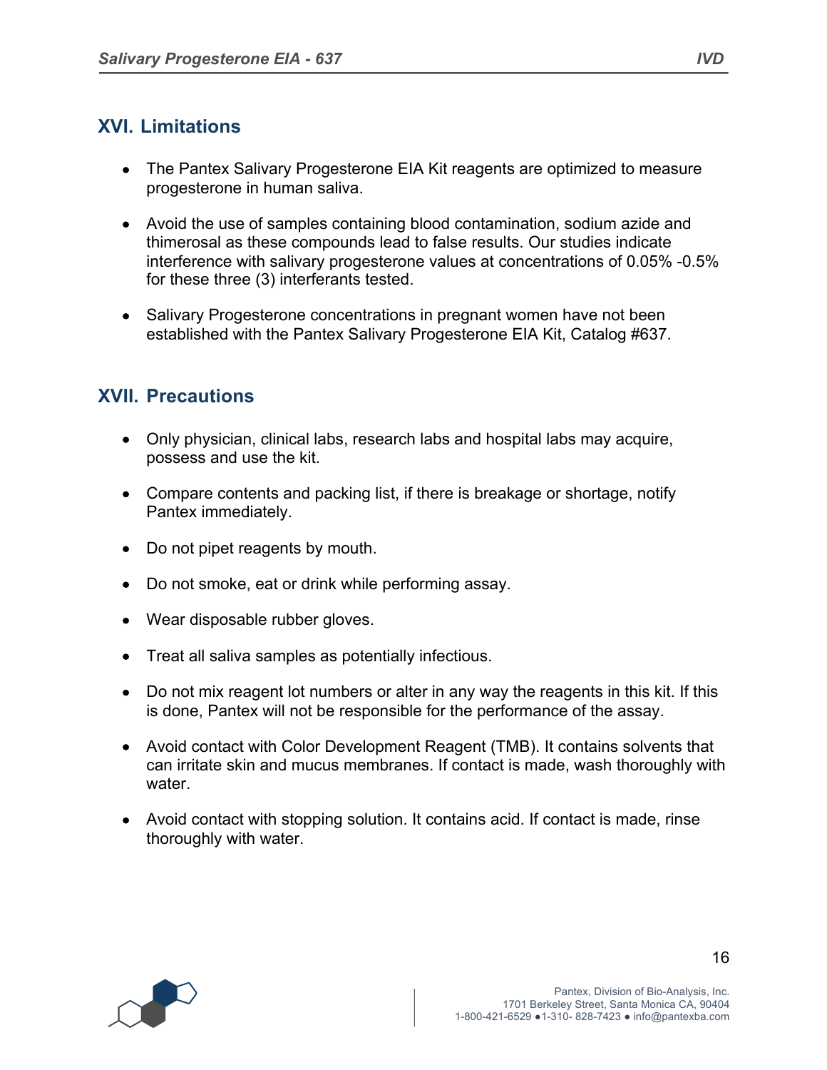## XVI. Limitations

- The Pantex Salivary Progesterone EIA Kit reagents are optimized to measure progesterone in human saliva.
- Avoid the use of samples containing blood contamination, sodium azide and thimerosal as these compounds lead to false results. Our studies indicate interference with salivary progesterone values at concentrations of 0.05% -0.5% for these three (3) interferants tested.
- Salivary Progesterone concentrations in pregnant women have not been established with the Pantex Salivary Progesterone EIA Kit, Catalog #637.

## XVII. Precautions

- Only physician, clinical labs, research labs and hospital labs may acquire, possess and use the kit.
- Compare contents and packing list, if there is breakage or shortage, notify Pantex immediately.
- Do not pipet reagents by mouth.
- Do not smoke, eat or drink while performing assay.
- Wear disposable rubber gloves.
- Treat all saliva samples as potentially infectious.
- Do not mix reagent lot numbers or alter in any way the reagents in this kit. If this is done, Pantex will not be responsible for the performance of the assay.
- Avoid contact with Color Development Reagent (TMB). It contains solvents that can irritate skin and mucus membranes. If contact is made, wash thoroughly with water.
- Avoid contact with stopping solution. It contains acid. If contact is made, rinse thoroughly with water.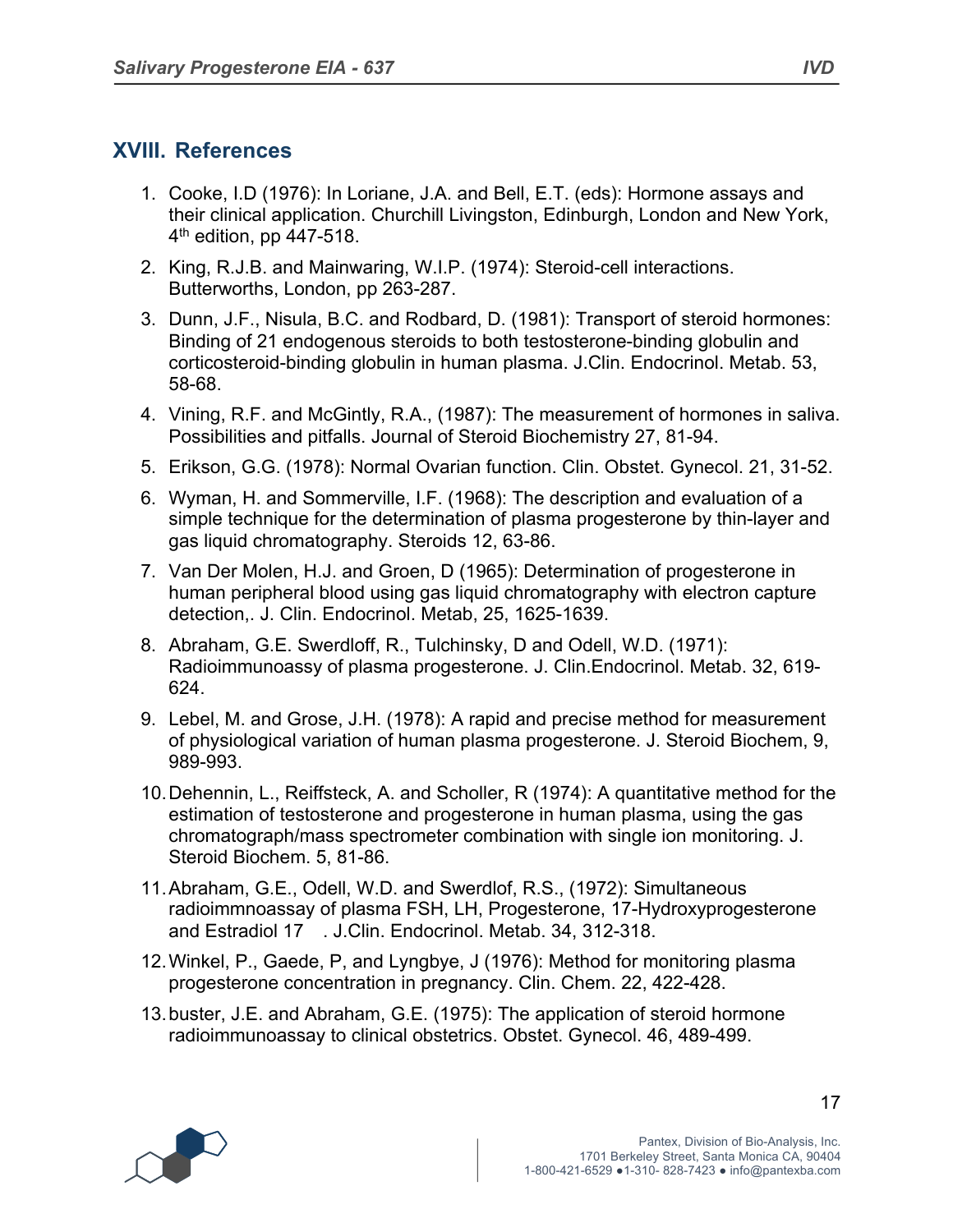## XVIII. References

1. Cooke, I.D (1976): In Loriane, J.A. and Bell, E.T. (eds): Hormone assays and their clinical application. Churchill Livingston, Edinburgh, London and New York, 4th edition, pp 447-518.
2. King, R.J.B. and Mainwaring, W.I.P. (1974): Steroid-cell interactions. Butterworths, London, pp 263-287.
3. Dunn, J.F., Nisula, B.C. and Rodbard, D. (1981): Transport of steroid hormones: Binding of 21 endogenous steroids to both testosterone-binding globulin and corticosteroid-binding globulin in human plasma. J.Clin. Endocrinol. Metab. 53, 58-68.
4. Vining, R.F. and McGintly, R.A., (1987): The measurement of hormones in saliva. Possibilities and pitfalls. Journal of Steroid Biochemistry 27, 81-94.
5. Erikson, G.G. (1978): Normal Ovarian function. Clin. Obstet. Gynecol. 21, 31-52.
6. Wyman, H. and Sommerville, I.F. (1968): The description and evaluation of a simple technique for the determination of plasma progesterone by thin-layer and gas liquid chromatography. Steroids 12, 63-86.
7. Van Der Molen, H.J. and Groen, D (1965): Determination of progesterone in human peripheral blood using gas liquid chromatography with electron capture detection,. J. Clin. Endocrinol. Metab, 25, 1625-1639.
8. Abraham, G.E. Swerdloff, R., Tulchinsky, D and Odell, W.D. (1971): Radioimmunoassy of plasma progesterone. J. Clin.Endocrinol. Metab. 32, 619-624.
9. Lebel, M. and Grose, J.H. (1978): A rapid and precise method for measurement of physiological variation of human plasma progesterone. J. Steroid Biochem, 9, 989-993.
10. Dehennin, L., Reiffsteck, A. and Scholler, R (1974): A quantitative method for the estimation of testosterone and progesterone in human plasma, using the gas chromatograph/mass spectrometer combination with single ion monitoring. J. Steroid Biochem. 5, 81-86.
11. Abraham, G.E., Odell, W.D. and Swerdlof, R.S., (1972): Simultaneous radioimmnoassay of plasma FSH, LH, Progesterone, 17-Hydroxyprogesterone and Estradiol 17 . J.Clin. Endocrinol. Metab. 34, 312-318.
12. Winkel, P., Gaede, P, and Lyngbye, J (1976): Method for monitoring plasma progesterone concentration in pregnancy. Clin. Chem. 22, 422-428.
13. buster, J.E. and Abraham, G.E. (1975): The application of steroid hormone radioimmunoassay to clinical obstetrics. Obstet. Gynecol. 46, 489-499.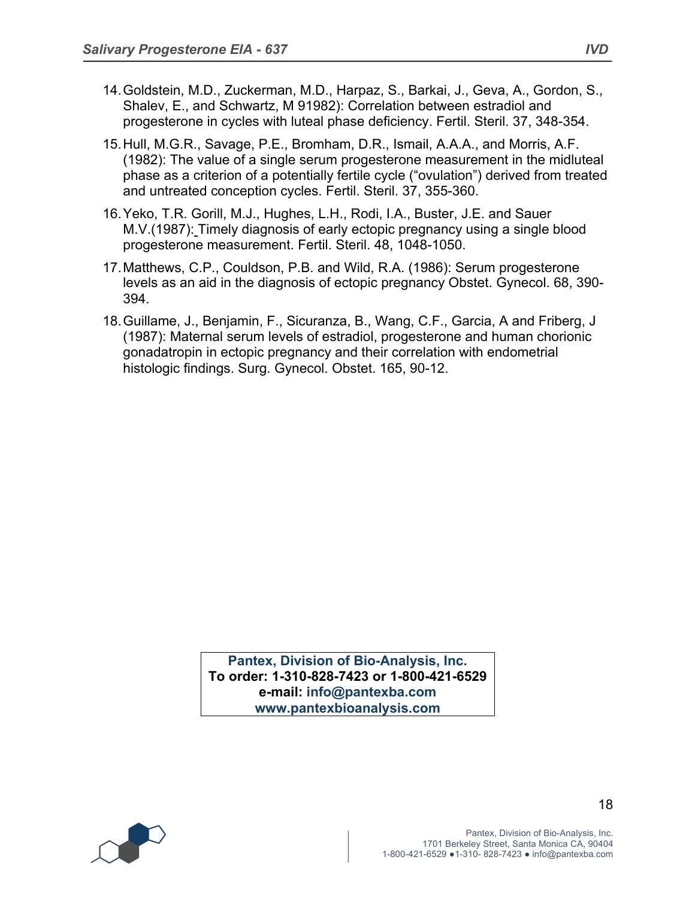14. Goldstein, M.D., Zuckerman, M.D., Harpaz, S., Barkai, J., Geva, A., Gordon, S., Shalev, E., and Schwartz, M 91982): Correlation between estradiol and progesterone in cycles with luteal phase deficiency. Fertil. Steril. 37, 348-354.

15. Hull, M.G.R., Savage, P.E., Bromham, D.R., Ismail, A.A.A., and Morris, A.F. (1982): The value of a single serum progesterone measurement in the midluteal phase as a criterion of a potentially fertile cycle ("ovulation") derived from treated and untreated conception cycles. Fertil. Steril. 37, 355-360.

16. Yeko, T.R. Gorill, M.J., Hughes, L.H., Rodi, I.A., Buster, J.E. and Sauer M.V.(1987): Timely diagnosis of early ectopic pregnancy using a single blood progesterone measurement. Fertil. Steril. 48, 1048-1050.

17. Matthews, C.P., Couldson, P.B. and Wild, R.A. (1986): Serum progesterone levels as an aid in the diagnosis of ectopic pregnancy Obstet. Gynecol. 68, 390-394.

18. Guillame, J., Benjamin, F., Sicuranza, B., Wang, C.F., Garcia, A and Friberg, J (1987): Maternal serum levels of estradiol, progesterone and human chorionic gonadatropin in ectopic pregnancy and their correlation with endometrial histologic findings. Surg. Gynecol. Obstet. 165, 90-12.

**Pantex, Division of Bio-Analysis, Inc.**
**To order: 1-310-828-7423 or 1-800-421-6529**
**e-mail: info@pantexba.com**
**www.pantexbioanalysis.com**